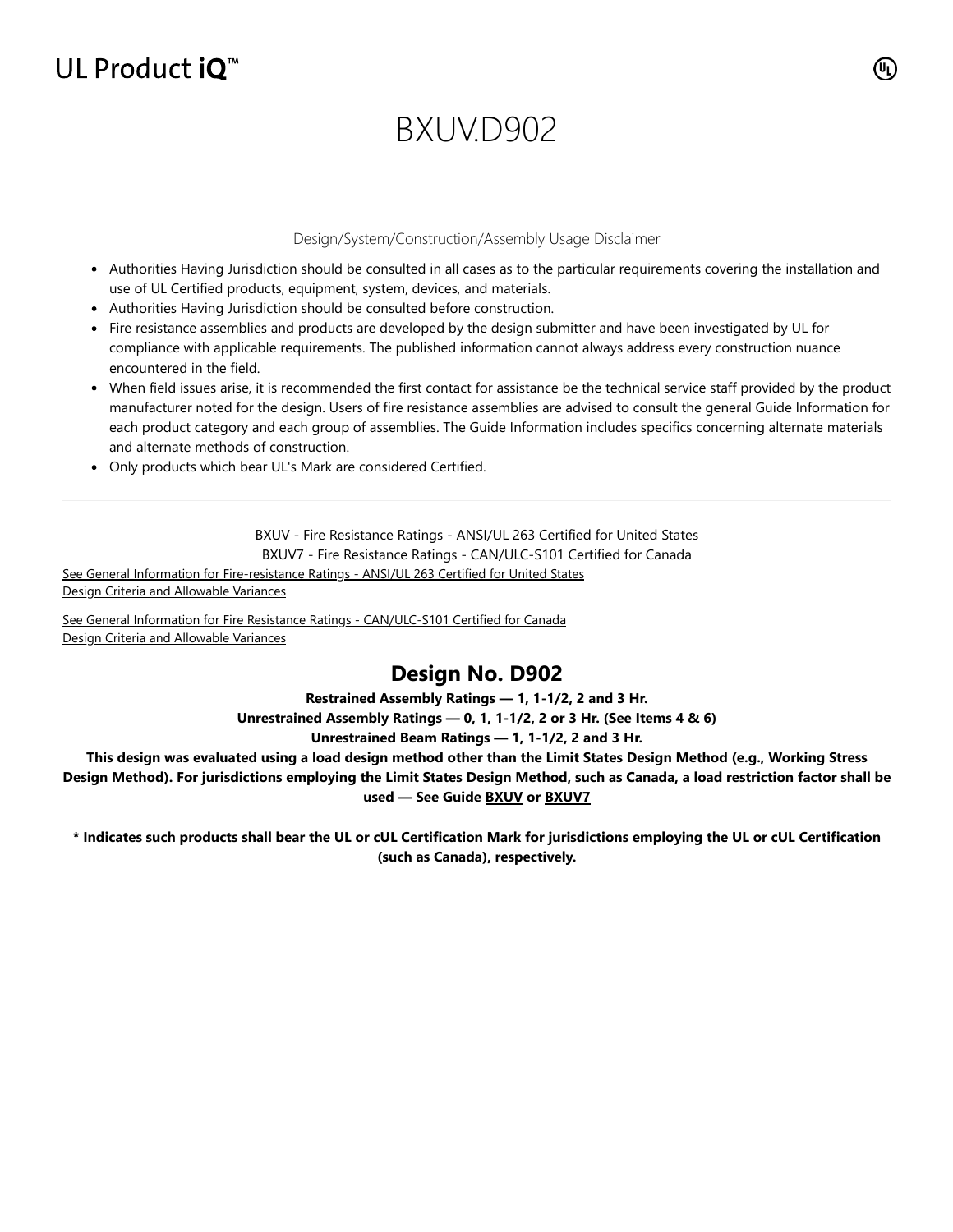UL Product iQ™

# BXUV.D902

Design/System/Construction/Assembly Usage Disclaimer

- Authorities Having Jurisdiction should be consulted in all cases as to the particular requirements covering the installation and use of UL Certified products, equipment, system, devices, and materials.
- Authorities Having Jurisdiction should be consulted before construction.
- Fire resistance assemblies and products are developed by the design submitter and have been investigated by UL for compliance with applicable requirements. The published information cannot always address every construction nuance encountered in the field.
- When field issues arise, it is recommended the first contact for assistance be the technical service staff provided by the product manufacturer noted for the design. Users of fire resistance assemblies are advised to consult the general Guide Information for each product category and each group of assemblies. The Guide Information includes specifics concerning alternate materials and alternate methods of construction.
- Only products which bear UL's Mark are considered Certified.

---

BXUV - Fire Resistance Ratings - ANSI/UL 263 Certified for United States

BXUV7 - Fire Resistance Ratings - CAN/ULC-S101 Certified for Canada

See General Information for Fire-resistance Ratings - ANSI/UL 263 Certified for United States
Design Criteria and Allowable Variances

See General Information for Fire Resistance Ratings - CAN/ULC-S101 Certified for Canada
Design Criteria and Allowable Variances

## Design No. D902

**Restrained Assembly Ratings — 1, 1-1/2, 2 and 3 Hr.**

**Unrestrained Assembly Ratings — 0, 1, 1-1/2, 2 or 3 Hr. (See Items 4 & 6)**

**Unrestrained Beam Ratings — 1, 1-1/2, 2 and 3 Hr.**

**This design was evaluated using a load design method other than the Limit States Design Method (e.g., Working Stress Design Method). For jurisdictions employing the Limit States Design Method, such as Canada, a load restriction factor shall be used — See Guide BXUV or BXUV7**

**\* Indicates such products shall bear the UL or cUL Certification Mark for jurisdictions employing the UL or cUL Certification (such as Canada), respectively.**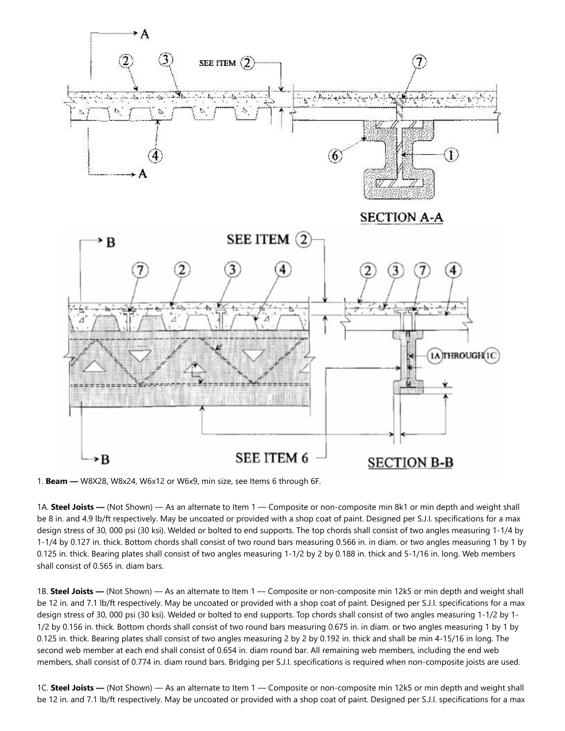1. **Beam —** W8X28, W8x24, W6x12 or W6x9, min size, see Items 6 through 6F.

1A. **Steel Joists —** (Not Shown) — As an alternate to Item 1 — Composite or non-composite min 8k1 or min depth and weight shall be 8 in. and 4.9 lb/ft respectively. May be uncoated or provided with a shop coat of paint. Designed per S.J.I. specifications for a max design stress of 30, 000 psi (30 ksi). Welded or bolted to end supports. The top chords shall consist of two angles measuring 1-1/4 by 1-1/4 by 0.127 in. thick. Bottom chords shall consist of two round bars measuring 0.566 in. in diam. or two angles measuring 1 by 1 by 0.125 in. thick. Bearing plates shall consist of two angles measuring 1-1/2 by 2 by 0.188 in. thick and 5-1/16 in. long. Web members shall consist of 0.565 in. diam bars.

1B. **Steel Joists —** (Not Shown) — As an alternate to Item 1 — Composite or non-composite min 12k5 or min depth and weight shall be 12 in. and 7.1 lb/ft respectively. May be uncoated or provided with a shop coat of paint. Designed per S.J.I. specifications for a max design stress of 30, 000 psi (30 ksi). Welded or bolted to end supports. Top chords shall consist of two angles measuring 1-1/2 by 1-1/2 by 0.156 in. thick. Bottom chords shall consist of two round bars measuring 0.675 in. in diam. or two angles measuring 1 by 1 by 0.125 in. thick. Bearing plates shall consist of two angles measuring 2 by 2 by 0.192 in. thick and shall be min 4-15/16 in long. The second web member at each end shall consist of 0.654 in. diam round bar. All remaining web members, including the end web members, shall consist of 0.774 in. diam round bars. Bridging per S.J.I. specifications is required when non-composite joists are used.

1C. **Steel Joists —** (Not Shown) — As an alternate to Item 1 — Composite or non-composite min 12k5 or min depth and weight shall be 12 in. and 7.1 lb/ft respectively. May be uncoated or provided with a shop coat of paint. Designed per S.J.I. specifications for a max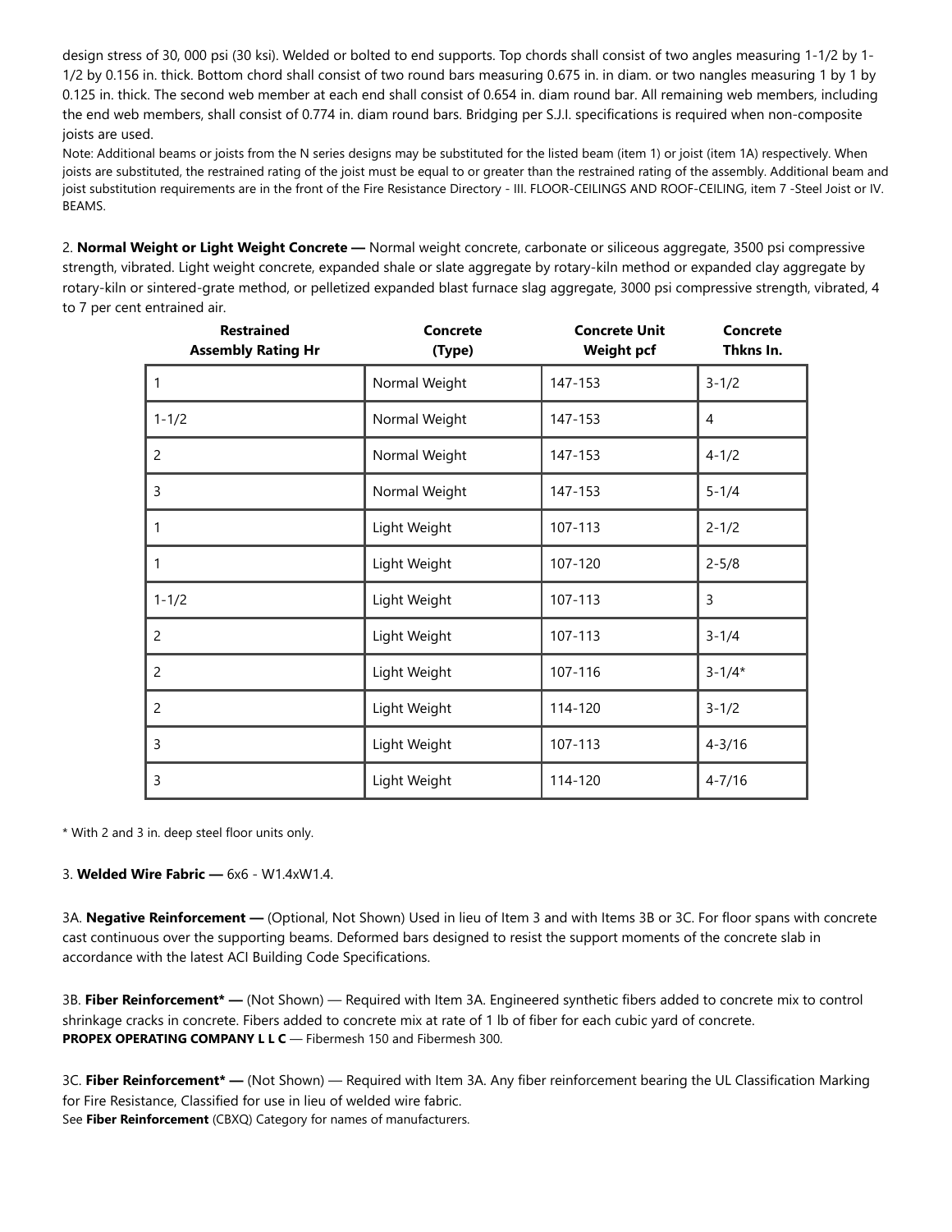design stress of 30, 000 psi (30 ksi). Welded or bolted to end supports. Top chords shall consist of two angles measuring 1-1/2 by 1-1/2 by 0.156 in. thick. Bottom chord shall consist of two round bars measuring 0.675 in. in diam. or two nangles measuring 1 by 1 by 0.125 in. thick. The second web member at each end shall consist of 0.654 in. diam round bar. All remaining web members, including the end web members, shall consist of 0.774 in. diam round bars. Bridging per S.J.I. specifications is required when non-composite joists are used.

Note: Additional beams or joists from the N series designs may be substituted for the listed beam (item 1) or joist (item 1A) respectively. When joists are substituted, the restrained rating of the joist must be equal to or greater than the restrained rating of the assembly. Additional beam and joist substitution requirements are in the front of the Fire Resistance Directory - III. FLOOR-CEILINGS AND ROOF-CEILING, item 7 -Steel Joist or IV. BEAMS.

2. **Normal Weight or Light Weight Concrete —** Normal weight concrete, carbonate or siliceous aggregate, 3500 psi compressive strength, vibrated. Light weight concrete, expanded shale or slate aggregate by rotary-kiln method or expanded clay aggregate by rotary-kiln or sintered-grate method, or pelletized expanded blast furnace slag aggregate, 3000 psi compressive strength, vibrated, 4 to 7 per cent entrained air.

| Restrained Assembly Rating Hr | Concrete (Type) | Concrete Unit Weight pcf | Concrete Thkns In. |
|---|---|---|---|
| 1 | Normal Weight | 147-153 | 3-1/2 |
| 1-1/2 | Normal Weight | 147-153 | 4 |
| 2 | Normal Weight | 147-153 | 4-1/2 |
| 3 | Normal Weight | 147-153 | 5-1/4 |
| 1 | Light Weight | 107-113 | 2-1/2 |
| 1 | Light Weight | 107-120 | 2-5/8 |
| 1-1/2 | Light Weight | 107-113 | 3 |
| 2 | Light Weight | 107-113 | 3-1/4 |
| 2 | Light Weight | 107-116 | 3-1/4* |
| 2 | Light Weight | 114-120 | 3-1/2 |
| 3 | Light Weight | 107-113 | 4-3/16 |
| 3 | Light Weight | 114-120 | 4-7/16 |

* With 2 and 3 in. deep steel floor units only.

3. **Welded Wire Fabric —** 6x6 - W1.4xW1.4.

3A. **Negative Reinforcement —** (Optional, Not Shown) Used in lieu of Item 3 and with Items 3B or 3C. For floor spans with concrete cast continuous over the supporting beams. Deformed bars designed to resist the support moments of the concrete slab in accordance with the latest ACI Building Code Specifications.

3B. **Fiber Reinforcement* —** (Not Shown) — Required with Item 3A. Engineered synthetic fibers added to concrete mix to control shrinkage cracks in concrete. Fibers added to concrete mix at rate of 1 lb of fiber for each cubic yard of concrete.
**PROPEX OPERATING COMPANY L L C** — Fibermesh 150 and Fibermesh 300.

3C. **Fiber Reinforcement* —** (Not Shown) — Required with Item 3A. Any fiber reinforcement bearing the UL Classification Marking for Fire Resistance, Classified for use in lieu of welded wire fabric.
See **Fiber Reinforcement** (CBXQ) Category for names of manufacturers.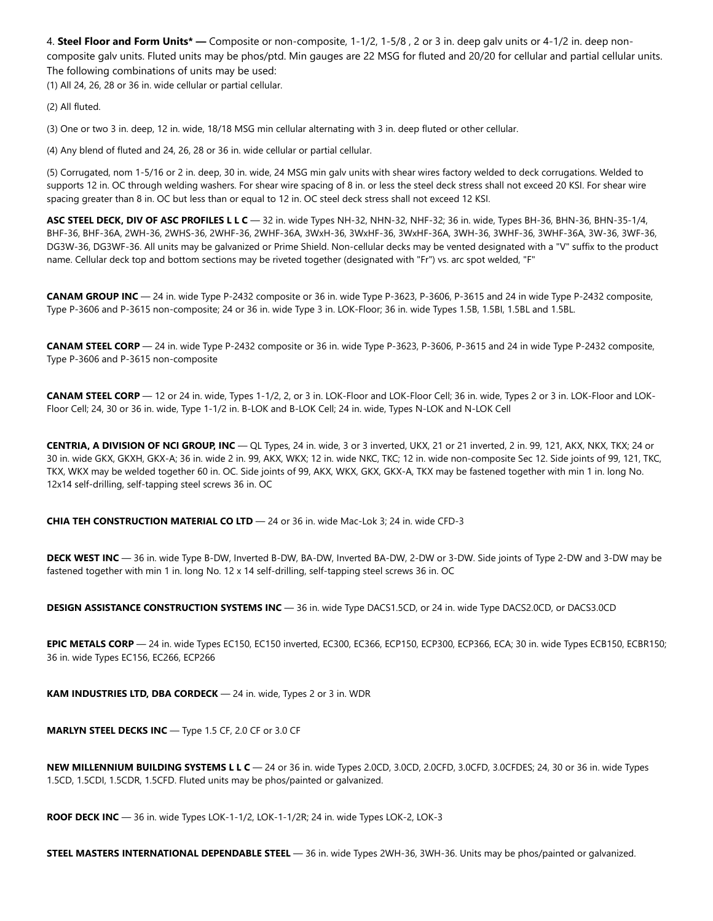4. **Steel Floor and Form Units* —** Composite or non-composite, 1-1/2, 1-5/8 , 2 or 3 in. deep galv units or 4-1/2 in. deep non-composite galv units. Fluted units may be phos/ptd. Min gauges are 22 MSG for fluted and 20/20 for cellular and partial cellular units. The following combinations of units may be used:

(1) All 24, 26, 28 or 36 in. wide cellular or partial cellular.

(2) All fluted.

(3) One or two 3 in. deep, 12 in. wide, 18/18 MSG min cellular alternating with 3 in. deep fluted or other cellular.

(4) Any blend of fluted and 24, 26, 28 or 36 in. wide cellular or partial cellular.

(5) Corrugated, nom 1-5/16 or 2 in. deep, 30 in. wide, 24 MSG min galv units with shear wires factory welded to deck corrugations. Welded to supports 12 in. OC through welding washers. For shear wire spacing of 8 in. or less the steel deck stress shall not exceed 20 KSI. For shear wire spacing greater than 8 in. OC but less than or equal to 12 in. OC steel deck stress shall not exceed 12 KSI.

**ASC STEEL DECK, DIV OF ASC PROFILES L L C** — 32 in. wide Types NH-32, NHN-32, NHF-32; 36 in. wide, Types BH-36, BHN-36, BHN-35-1/4, BHF-36, BHF-36A, 2WH-36, 2WHS-36, 2WHF-36, 2WHF-36A, 3WxH-36, 3WxHF-36, 3WxHF-36A, 3WH-36, 3WHF-36, 3WHF-36A, 3W-36, 3WF-36, DG3W-36, DG3WF-36. All units may be galvanized or Prime Shield. Non-cellular decks may be vented designated with a "V" suffix to the product name. Cellular deck top and bottom sections may be riveted together (designated with "Fr") vs. arc spot welded, "F"

**CANAM GROUP INC** — 24 in. wide Type P-2432 composite or 36 in. wide Type P-3623, P-3606, P-3615 and 24 in wide Type P-2432 composite, Type P-3606 and P-3615 non-composite; 24 or 36 in. wide Type 3 in. LOK-Floor; 36 in. wide Types 1.5B, 1.5BI, 1.5BL and 1.5BL.

**CANAM STEEL CORP** — 24 in. wide Type P-2432 composite or 36 in. wide Type P-3623, P-3606, P-3615 and 24 in wide Type P-2432 composite, Type P-3606 and P-3615 non-composite

**CANAM STEEL CORP** — 12 or 24 in. wide, Types 1-1/2, 2, or 3 in. LOK-Floor and LOK-Floor Cell; 36 in. wide, Types 2 or 3 in. LOK-Floor and LOK-Floor Cell; 24, 30 or 36 in. wide, Type 1-1/2 in. B-LOK and B-LOK Cell; 24 in. wide, Types N-LOK and N-LOK Cell

**CENTRIA, A DIVISION OF NCI GROUP, INC** — QL Types, 24 in. wide, 3 or 3 inverted, UKX, 21 or 21 inverted, 2 in. 99, 121, AKX, NKX, TKX; 24 or 30 in. wide GKX, GKXH, GKX-A; 36 in. wide 2 in. 99, AKX, WKX; 12 in. wide NKC, TKC; 12 in. wide non-composite Sec 12. Side joints of 99, 121, TKC, TKX, WKX may be welded together 60 in. OC. Side joints of 99, AKX, WKX, GKX, GKX-A, TKX may be fastened together with min 1 in. long No. 12x14 self-drilling, self-tapping steel screws 36 in. OC

**CHIA TEH CONSTRUCTION MATERIAL CO LTD** — 24 or 36 in. wide Mac-Lok 3; 24 in. wide CFD-3

**DECK WEST INC** — 36 in. wide Type B-DW, Inverted B-DW, BA-DW, Inverted BA-DW, 2-DW or 3-DW. Side joints of Type 2-DW and 3-DW may be fastened together with min 1 in. long No. 12 x 14 self-drilling, self-tapping steel screws 36 in. OC

**DESIGN ASSISTANCE CONSTRUCTION SYSTEMS INC** — 36 in. wide Type DACS1.5CD, or 24 in. wide Type DACS2.0CD, or DACS3.0CD

**EPIC METALS CORP** — 24 in. wide Types EC150, EC150 inverted, EC300, EC366, ECP150, ECP300, ECP366, ECA; 30 in. wide Types ECB150, ECBR150; 36 in. wide Types EC156, EC266, ECP266

**KAM INDUSTRIES LTD, DBA CORDECK** — 24 in. wide, Types 2 or 3 in. WDR

**MARLYN STEEL DECKS INC** — Type 1.5 CF, 2.0 CF or 3.0 CF

**NEW MILLENNIUM BUILDING SYSTEMS L L C** — 24 or 36 in. wide Types 2.0CD, 3.0CD, 2.0CFD, 3.0CFD, 3.0CFDES; 24, 30 or 36 in. wide Types 1.5CD, 1.5CDI, 1.5CDR, 1.5CFD. Fluted units may be phos/painted or galvanized.

**ROOF DECK INC** — 36 in. wide Types LOK-1-1/2, LOK-1-1/2R; 24 in. wide Types LOK-2, LOK-3

**STEEL MASTERS INTERNATIONAL DEPENDABLE STEEL** — 36 in. wide Types 2WH-36, 3WH-36. Units may be phos/painted or galvanized.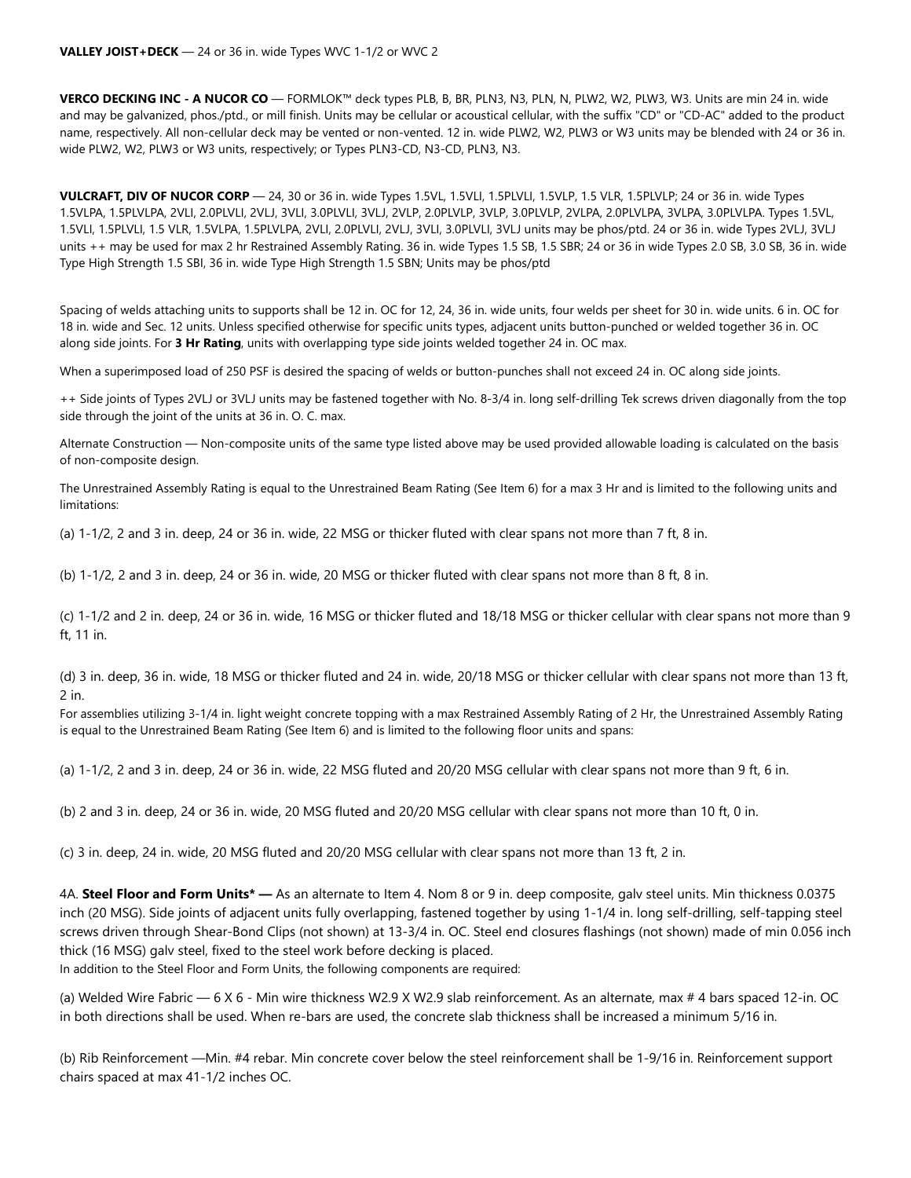**VALLEY JOIST+DECK** — 24 or 36 in. wide Types WVC 1-1/2 or WVC 2

**VERCO DECKING INC - A NUCOR CO** — FORMLOK™ deck types PLB, B, BR, PLN3, N3, PLN, N, PLW2, W2, PLW3, W3. Units are min 24 in. wide and may be galvanized, phos./ptd., or mill finish. Units may be cellular or acoustical cellular, with the suffix "CD" or "CD-AC" added to the product name, respectively. All non-cellular deck may be vented or non-vented. 12 in. wide PLW2, W2, PLW3 or W3 units may be blended with 24 or 36 in. wide PLW2, W2, PLW3 or W3 units, respectively; or Types PLN3-CD, N3-CD, PLN3, N3.

**VULCRAFT, DIV OF NUCOR CORP** — 24, 30 or 36 in. wide Types 1.5VL, 1.5VLI, 1.5PLVLI, 1.5VLP, 1.5 VLR, 1.5PLVLP; 24 or 36 in. wide Types 1.5VLPA, 1.5PLVLPA, 2VLI, 2.0PLVLI, 2VLJ, 3VLI, 3.0PLVLI, 3VLJ, 2VLP, 2.0PLVLP, 3VLP, 3.0PLVLP, 2VLPA, 2.0PLVLPA, 3VLPA, 3.0PLVLPA. Types 1.5VL, 1.5VLI, 1.5PLVLI, 1.5 VLR, 1.5VLPA, 1.5PLVLPA, 2VLI, 2.0PLVLI, 2VLJ, 3VLI, 3.0PLVLI, 3VLJ units may be phos/ptd. 24 or 36 in. wide Types 2VLJ, 3VLJ units ++ may be used for max 2 hr Restrained Assembly Rating. 36 in. wide Types 1.5 SB, 1.5 SBR; 24 or 36 in wide Types 2.0 SB, 3.0 SB, 36 in. wide Type High Strength 1.5 SBI, 36 in. wide Type High Strength 1.5 SBN; Units may be phos/ptd

Spacing of welds attaching units to supports shall be 12 in. OC for 12, 24, 36 in. wide units, four welds per sheet for 30 in. wide units. 6 in. OC for 18 in. wide and Sec. 12 units. Unless specified otherwise for specific units types, adjacent units button-punched or welded together 36 in. OC along side joints. For **3 Hr Rating**, units with overlapping type side joints welded together 24 in. OC max.

When a superimposed load of 250 PSF is desired the spacing of welds or button-punches shall not exceed 24 in. OC along side joints.

++ Side joints of Types 2VLJ or 3VLJ units may be fastened together with No. 8-3/4 in. long self-drilling Tek screws driven diagonally from the top side through the joint of the units at 36 in. O. C. max.

Alternate Construction — Non-composite units of the same type listed above may be used provided allowable loading is calculated on the basis of non-composite design.

The Unrestrained Assembly Rating is equal to the Unrestrained Beam Rating (See Item 6) for a max 3 Hr and is limited to the following units and limitations:

(a) 1-1/2, 2 and 3 in. deep, 24 or 36 in. wide, 22 MSG or thicker fluted with clear spans not more than 7 ft, 8 in.

(b) 1-1/2, 2 and 3 in. deep, 24 or 36 in. wide, 20 MSG or thicker fluted with clear spans not more than 8 ft, 8 in.

(c) 1-1/2 and 2 in. deep, 24 or 36 in. wide, 16 MSG or thicker fluted and 18/18 MSG or thicker cellular with clear spans not more than 9 ft, 11 in.

(d) 3 in. deep, 36 in. wide, 18 MSG or thicker fluted and 24 in. wide, 20/18 MSG or thicker cellular with clear spans not more than 13 ft, 2 in.

For assemblies utilizing 3-1/4 in. light weight concrete topping with a max Restrained Assembly Rating of 2 Hr, the Unrestrained Assembly Rating is equal to the Unrestrained Beam Rating (See Item 6) and is limited to the following floor units and spans:

(a) 1-1/2, 2 and 3 in. deep, 24 or 36 in. wide, 22 MSG fluted and 20/20 MSG cellular with clear spans not more than 9 ft, 6 in.

(b) 2 and 3 in. deep, 24 or 36 in. wide, 20 MSG fluted and 20/20 MSG cellular with clear spans not more than 10 ft, 0 in.

(c) 3 in. deep, 24 in. wide, 20 MSG fluted and 20/20 MSG cellular with clear spans not more than 13 ft, 2 in.

4A. **Steel Floor and Form Units\* —** As an alternate to Item 4. Nom 8 or 9 in. deep composite, galv steel units. Min thickness 0.0375 inch (20 MSG). Side joints of adjacent units fully overlapping, fastened together by using 1-1/4 in. long self-drilling, self-tapping steel screws driven through Shear-Bond Clips (not shown) at 13-3/4 in. OC. Steel end closures flashings (not shown) made of min 0.056 inch thick (16 MSG) galv steel, fixed to the steel work before decking is placed.

In addition to the Steel Floor and Form Units, the following components are required:

(a) Welded Wire Fabric — 6 X 6 - Min wire thickness W2.9 X W2.9 slab reinforcement. As an alternate, max # 4 bars spaced 12-in. OC in both directions shall be used. When re-bars are used, the concrete slab thickness shall be increased a minimum 5/16 in.

(b) Rib Reinforcement —Min. #4 rebar. Min concrete cover below the steel reinforcement shall be 1-9/16 in. Reinforcement support chairs spaced at max 41-1/2 inches OC.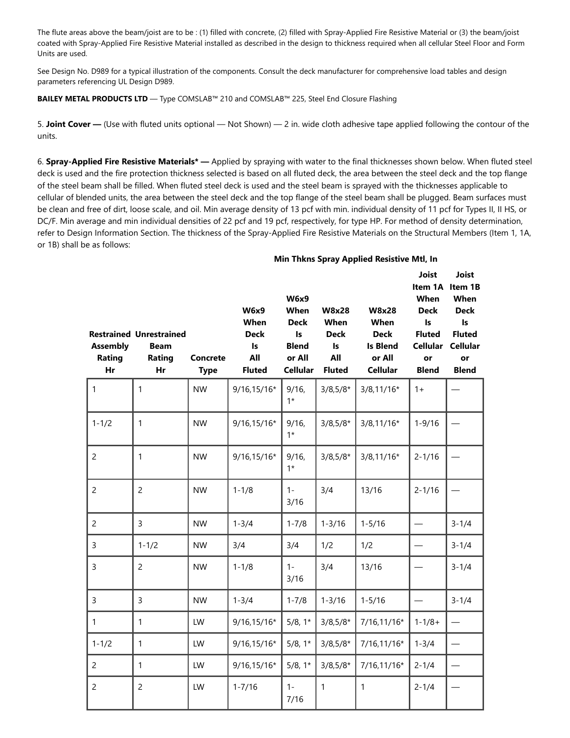The flute areas above the beam/joist are to be : (1) filled with concrete, (2) filled with Spray-Applied Fire Resistive Material or (3) the beam/joist coated with Spray-Applied Fire Resistive Material installed as described in the design to thickness required when all cellular Steel Floor and Form Units are used.

See Design No. D989 for a typical illustration of the components. Consult the deck manufacturer for comprehensive load tables and design parameters referencing UL Design D989.

**BAILEY METAL PRODUCTS LTD** — Type COMSLAB™ 210 and COMSLAB™ 225, Steel End Closure Flashing

5. **Joint Cover —** (Use with fluted units optional — Not Shown) — 2 in. wide cloth adhesive tape applied following the contour of the units.

6. **Spray-Applied Fire Resistive Materials* —** Applied by spraying with water to the final thicknesses shown below. When fluted steel deck is used and the fire protection thickness selected is based on all fluted deck, the area between the steel deck and the top flange of the steel beam shall be filled. When fluted steel deck is used and the steel beam is sprayed with the thicknesses applicable to cellular of blended units, the area between the steel deck and the top flange of the steel beam shall be plugged. Beam surfaces must be clean and free of dirt, loose scale, and oil. Min average density of 13 pcf with min. individual density of 11 pcf for Types II, II HS, or DC/F. Min average and min individual densities of 22 pcf and 19 pcf, respectively, for type HP. For method of density determination, refer to Design Information Section. The thickness of the Spray-Applied Fire Resistive Materials on the Structural Members (Item 1, 1A, or 1B) shall be as follows:

| | | | Min Thkns Spray Applied Resistive Mtl, In | | | | | |
|---|---|---|---|---|---|---|---|---|
| Restrained Assembly Rating Hr | Unrestrained Beam Rating Hr | Concrete Type | W6x9 When Deck Is All Fluted | W6x9 When Deck Is Blend or All Cellular | W8x28 When Deck Is All Fluted | W8x28 When Deck Is Blend or All Cellular | Joist Item 1A When Deck Is Fluted Cellular or Blend | Joist Item 1B When Deck Is Fluted Cellular or Blend |
| 1 | 1 | NW | 9/16,15/16* | 9/16, 1* | 3/8,5/8* | 3/8,11/16* | 1+ | — |
| 1-1/2 | 1 | NW | 9/16,15/16* | 9/16, 1* | 3/8,5/8* | 3/8,11/16* | 1-9/16 | — |
| 2 | 1 | NW | 9/16,15/16* | 9/16, 1* | 3/8,5/8* | 3/8,11/16* | 2-1/16 | — |
| 2 | 2 | NW | 1-1/8 | 1-3/16 | 3/4 | 13/16 | 2-1/16 | — |
| 2 | 3 | NW | 1-3/4 | 1-7/8 | 1-3/16 | 1-5/16 | — | 3-1/4 |
| 3 | 1-1/2 | NW | 3/4 | 3/4 | 1/2 | 1/2 | — | 3-1/4 |
| 3 | 2 | NW | 1-1/8 | 1-3/16 | 3/4 | 13/16 | — | 3-1/4 |
| 3 | 3 | NW | 1-3/4 | 1-7/8 | 1-3/16 | 1-5/16 | — | 3-1/4 |
| 1 | 1 | LW | 9/16,15/16* | 5/8, 1* | 3/8,5/8* | 7/16,11/16* | 1-1/8+ | — |
| 1-1/2 | 1 | LW | 9/16,15/16* | 5/8, 1* | 3/8,5/8* | 7/16,11/16* | 1-3/4 | — |
| 2 | 1 | LW | 9/16,15/16* | 5/8, 1* | 3/8,5/8* | 7/16,11/16* | 2-1/4 | — |
| 2 | 2 | LW | 1-7/16 | 1-7/16 | 1 | 1 | 2-1/4 | — |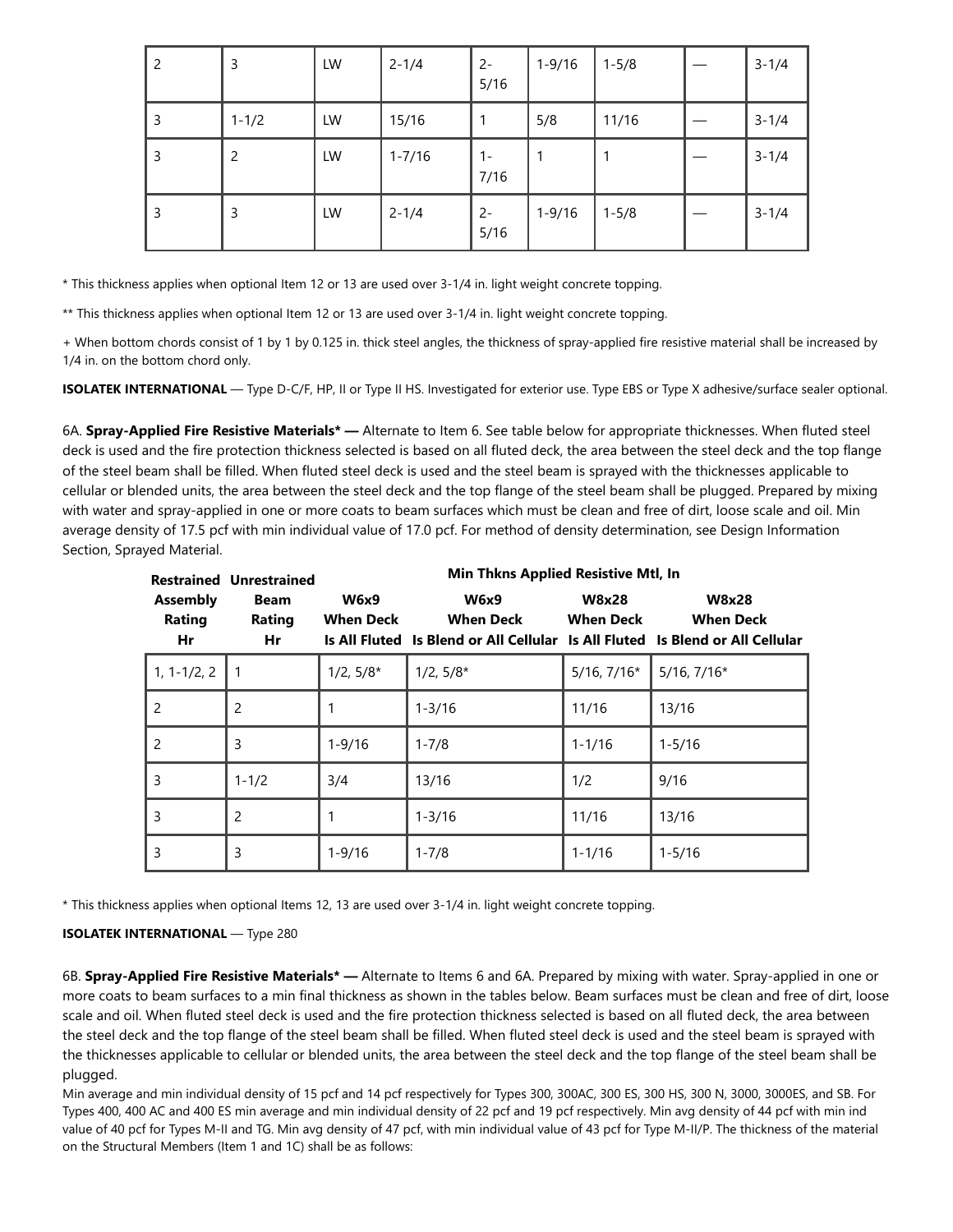| 2 | 3 | LW | 2-1/4 | 2-5/16 | 1-9/16 | 1-5/8 | — | 3-1/4 |
|---|---|---|---|---|---|---|---|---|
| 3 | 1-1/2 | LW | 15/16 | 1 | 5/8 | 11/16 | — | 3-1/4 |
| 3 | 2 | LW | 1-7/16 | 1-7/16 | 1 | 1 | — | 3-1/4 |
| 3 | 3 | LW | 2-1/4 | 2-5/16 | 1-9/16 | 1-5/8 | — | 3-1/4 |

* This thickness applies when optional Item 12 or 13 are used over 3-1/4 in. light weight concrete topping.

** This thickness applies when optional Item 12 or 13 are used over 3-1/4 in. light weight concrete topping.

+ When bottom chords consist of 1 by 1 by 0.125 in. thick steel angles, the thickness of spray-applied fire resistive material shall be increased by 1/4 in. on the bottom chord only.

**ISOLATEK INTERNATIONAL** — Type D-C/F, HP, II or Type II HS. Investigated for exterior use. Type EBS or Type X adhesive/surface sealer optional.

6A. **Spray-Applied Fire Resistive Materials* —** Alternate to Item 6. See table below for appropriate thicknesses. When fluted steel deck is used and the fire protection thickness selected is based on all fluted deck, the area between the steel deck and the top flange of the steel beam shall be filled. When fluted steel deck is used and the steel beam is sprayed with the thicknesses applicable to cellular or blended units, the area between the steel deck and the top flange of the steel beam shall be plugged. Prepared by mixing with water and spray-applied in one or more coats to beam surfaces which must be clean and free of dirt, loose scale and oil. Min average density of 17.5 pcf with min individual value of 17.0 pcf. For method of density determination, see Design Information Section, Sprayed Material.

| Restrained Assembly Rating Hr | Unrestrained Beam Rating Hr | Min Thkns Applied Resistive Mtl, In W6x9 When Deck Is All Fluted | W6x9 When Deck Is Blend or All Cellular | W8x28 When Deck Is All Fluted | W8x28 When Deck Is Blend or All Cellular |
|---|---|---|---|---|---|
| 1, 1-1/2, 2 | 1 | 1/2, 5/8* | 1/2, 5/8* | 5/16, 7/16* | 5/16, 7/16* |
| 2 | 2 | 1 | 1-3/16 | 11/16 | 13/16 |
| 2 | 3 | 1-9/16 | 1-7/8 | 1-1/16 | 1-5/16 |
| 3 | 1-1/2 | 3/4 | 13/16 | 1/2 | 9/16 |
| 3 | 2 | 1 | 1-3/16 | 11/16 | 13/16 |
| 3 | 3 | 1-9/16 | 1-7/8 | 1-1/16 | 1-5/16 |

* This thickness applies when optional Items 12, 13 are used over 3-1/4 in. light weight concrete topping.

**ISOLATEK INTERNATIONAL** — Type 280

6B. **Spray-Applied Fire Resistive Materials* —** Alternate to Items 6 and 6A. Prepared by mixing with water. Spray-applied in one or more coats to beam surfaces to a min final thickness as shown in the tables below. Beam surfaces must be clean and free of dirt, loose scale and oil. When fluted steel deck is used and the fire protection thickness selected is based on all fluted deck, the area between the steel deck and the top flange of the steel beam shall be filled. When fluted steel deck is used and the steel beam is sprayed with the thicknesses applicable to cellular or blended units, the area between the steel deck and the top flange of the steel beam shall be plugged.

Min average and min individual density of 15 pcf and 14 pcf respectively for Types 300, 300AC, 300 ES, 300 HS, 300 N, 3000, 3000ES, and SB. For Types 400, 400 AC and 400 ES min average and min individual density of 22 pcf and 19 pcf respectively. Min avg density of 44 pcf with min ind value of 40 pcf for Types M-II and TG. Min avg density of 47 pcf, with min individual value of 43 pcf for Type M-II/P. The thickness of the material on the Structural Members (Item 1 and 1C) shall be as follows: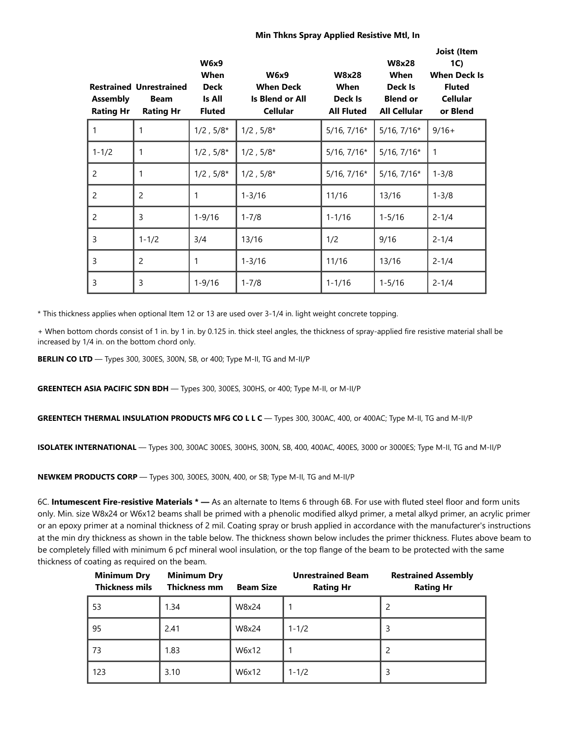**Min Thkns Spray Applied Resistive Mtl, In**

| Restrained Assembly Rating Hr | Unrestrained Beam Rating Hr | W6x9 When Deck Is All Fluted | W6x9 When Deck Is Blend or All Cellular | W8x28 When Deck Is All Fluted | W8x28 When Deck Is Blend or All Cellular | Joist (Item 1C) When Deck Is Fluted Cellular or Blend |
|---|---|---|---|---|---|---|
| 1 | 1 | 1/2 , 5/8* | 1/2 , 5/8* | 5/16, 7/16* | 5/16, 7/16* | 9/16+ |
| 1-1/2 | 1 | 1/2 , 5/8* | 1/2 , 5/8* | 5/16, 7/16* | 5/16, 7/16* | 1 |
| 2 | 1 | 1/2 , 5/8* | 1/2 , 5/8* | 5/16, 7/16* | 5/16, 7/16* | 1-3/8 |
| 2 | 2 | 1 | 1-3/16 | 11/16 | 13/16 | 1-3/8 |
| 2 | 3 | 1-9/16 | 1-7/8 | 1-1/16 | 1-5/16 | 2-1/4 |
| 3 | 1-1/2 | 3/4 | 13/16 | 1/2 | 9/16 | 2-1/4 |
| 3 | 2 | 1 | 1-3/16 | 11/16 | 13/16 | 2-1/4 |
| 3 | 3 | 1-9/16 | 1-7/8 | 1-1/16 | 1-5/16 | 2-1/4 |

* This thickness applies when optional Item 12 or 13 are used over 3-1/4 in. light weight concrete topping.

+ When bottom chords consist of 1 in. by 1 in. by 0.125 in. thick steel angles, the thickness of spray-applied fire resistive material shall be increased by 1/4 in. on the bottom chord only.

**BERLIN CO LTD** — Types 300, 300ES, 300N, SB, or 400; Type M-II, TG and M-II/P

**GREENTECH ASIA PACIFIC SDN BDH** — Types 300, 300ES, 300HS, or 400; Type M-II, or M-II/P

**GREENTECH THERMAL INSULATION PRODUCTS MFG CO L L C** — Types 300, 300AC, 400, or 400AC; Type M-II, TG and M-II/P

**ISOLATEK INTERNATIONAL** — Types 300, 300AC 300ES, 300HS, 300N, SB, 400, 400AC, 400ES, 3000 or 3000ES; Type M-II, TG and M-II/P

**NEWKEM PRODUCTS CORP** — Types 300, 300ES, 300N, 400, or SB; Type M-II, TG and M-II/P

6C. **Intumescent Fire-resistive Materials * —** As an alternate to Items 6 through 6B. For use with fluted steel floor and form units only. Min. size W8x24 or W6x12 beams shall be primed with a phenolic modified alkyd primer, a metal alkyd primer, an acrylic primer or an epoxy primer at a nominal thickness of 2 mil. Coating spray or brush applied in accordance with the manufacturer's instructions at the min dry thickness as shown in the table below. The thickness shown below includes the primer thickness. Flutes above beam to be completely filled with minimum 6 pcf mineral wool insulation, or the top flange of the beam to be protected with the same thickness of coating as required on the beam.

| Minimum Dry Thickness mils | Minimum Dry Thickness mm | Beam Size | Unrestrained Beam Rating Hr | Restrained Assembly Rating Hr |
|---|---|---|---|---|
| 53 | 1.34 | W8x24 | 1 | 2 |
| 95 | 2.41 | W8x24 | 1-1/2 | 3 |
| 73 | 1.83 | W6x12 | 1 | 2 |
| 123 | 3.10 | W6x12 | 1-1/2 | 3 |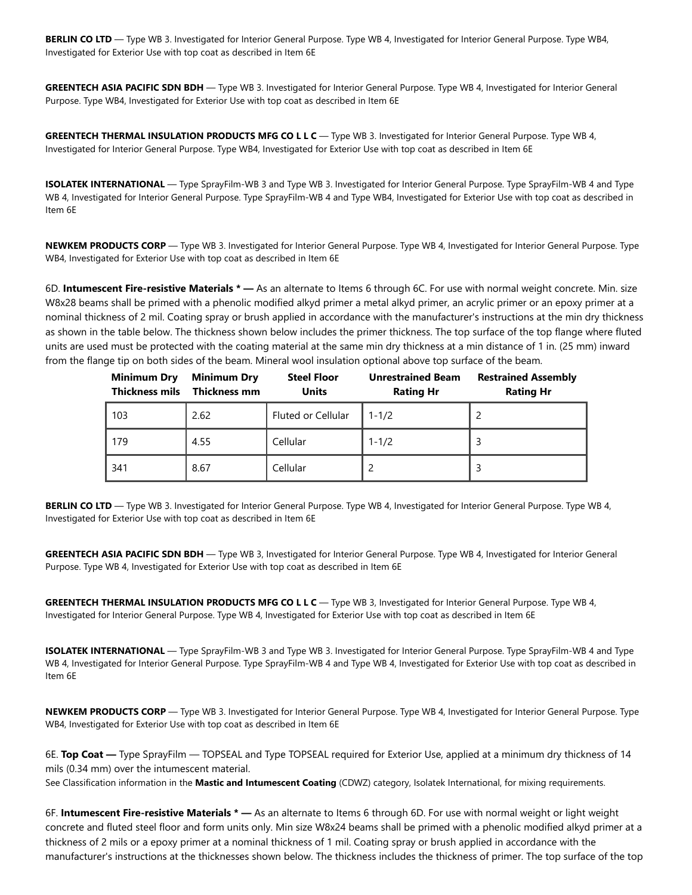**BERLIN CO LTD** — Type WB 3. Investigated for Interior General Purpose. Type WB 4, Investigated for Interior General Purpose. Type WB4, Investigated for Exterior Use with top coat as described in Item 6E

**GREENTECH ASIA PACIFIC SDN BDH** — Type WB 3. Investigated for Interior General Purpose. Type WB 4, Investigated for Interior General Purpose. Type WB4, Investigated for Exterior Use with top coat as described in Item 6E

**GREENTECH THERMAL INSULATION PRODUCTS MFG CO L L C** — Type WB 3. Investigated for Interior General Purpose. Type WB 4, Investigated for Interior General Purpose. Type WB4, Investigated for Exterior Use with top coat as described in Item 6E

**ISOLATEK INTERNATIONAL** — Type SprayFilm-WB 3 and Type WB 3. Investigated for Interior General Purpose. Type SprayFilm-WB 4 and Type WB 4, Investigated for Interior General Purpose. Type SprayFilm-WB 4 and Type WB4, Investigated for Exterior Use with top coat as described in Item 6E

**NEWKEM PRODUCTS CORP** — Type WB 3. Investigated for Interior General Purpose. Type WB 4, Investigated for Interior General Purpose. Type WB4, Investigated for Exterior Use with top coat as described in Item 6E

6D. **Intumescent Fire-resistive Materials * —** As an alternate to Items 6 through 6C. For use with normal weight concrete. Min. size W8x28 beams shall be primed with a phenolic modified alkyd primer a metal alkyd primer, an acrylic primer or an epoxy primer at a nominal thickness of 2 mil. Coating spray or brush applied in accordance with the manufacturer's instructions at the min dry thickness as shown in the table below. The thickness shown below includes the primer thickness. The top surface of the top flange where fluted units are used must be protected with the coating material at the same min dry thickness at a min distance of 1 in. (25 mm) inward from the flange tip on both sides of the beam. Mineral wool insulation optional above top surface of the beam.

| Minimum Dry Thickness mils | Minimum Dry Thickness mm | Steel Floor Units | Unrestrained Beam Rating Hr | Restrained Assembly Rating Hr |
|---|---|---|---|---|
| 103 | 2.62 | Fluted or Cellular | 1-1/2 | 2 |
| 179 | 4.55 | Cellular | 1-1/2 | 3 |
| 341 | 8.67 | Cellular | 2 | 3 |

**BERLIN CO LTD** — Type WB 3. Investigated for Interior General Purpose. Type WB 4, Investigated for Interior General Purpose. Type WB 4, Investigated for Exterior Use with top coat as described in Item 6E

**GREENTECH ASIA PACIFIC SDN BDH** — Type WB 3, Investigated for Interior General Purpose. Type WB 4, Investigated for Interior General Purpose. Type WB 4, Investigated for Exterior Use with top coat as described in Item 6E

**GREENTECH THERMAL INSULATION PRODUCTS MFG CO L L C** — Type WB 3, Investigated for Interior General Purpose. Type WB 4, Investigated for Interior General Purpose. Type WB 4, Investigated for Exterior Use with top coat as described in Item 6E

**ISOLATEK INTERNATIONAL** — Type SprayFilm-WB 3 and Type WB 3. Investigated for Interior General Purpose. Type SprayFilm-WB 4 and Type WB 4, Investigated for Interior General Purpose. Type SprayFilm-WB 4 and Type WB 4, Investigated for Exterior Use with top coat as described in Item 6E

**NEWKEM PRODUCTS CORP** — Type WB 3. Investigated for Interior General Purpose. Type WB 4, Investigated for Interior General Purpose. Type WB4, Investigated for Exterior Use with top coat as described in Item 6E

6E. **Top Coat —** Type SprayFilm — TOPSEAL and Type TOPSEAL required for Exterior Use, applied at a minimum dry thickness of 14 mils (0.34 mm) over the intumescent material.
See Classification information in the **Mastic and Intumescent Coating** (CDWZ) category, Isolatek International, for mixing requirements.

6F. **Intumescent Fire-resistive Materials * —** As an alternate to Items 6 through 6D. For use with normal weight or light weight concrete and fluted steel floor and form units only. Min size W8x24 beams shall be primed with a phenolic modified alkyd primer at a thickness of 2 mils or a epoxy primer at a nominal thickness of 1 mil. Coating spray or brush applied in accordance with the manufacturer's instructions at the thicknesses shown below. The thickness includes the thickness of primer. The top surface of the top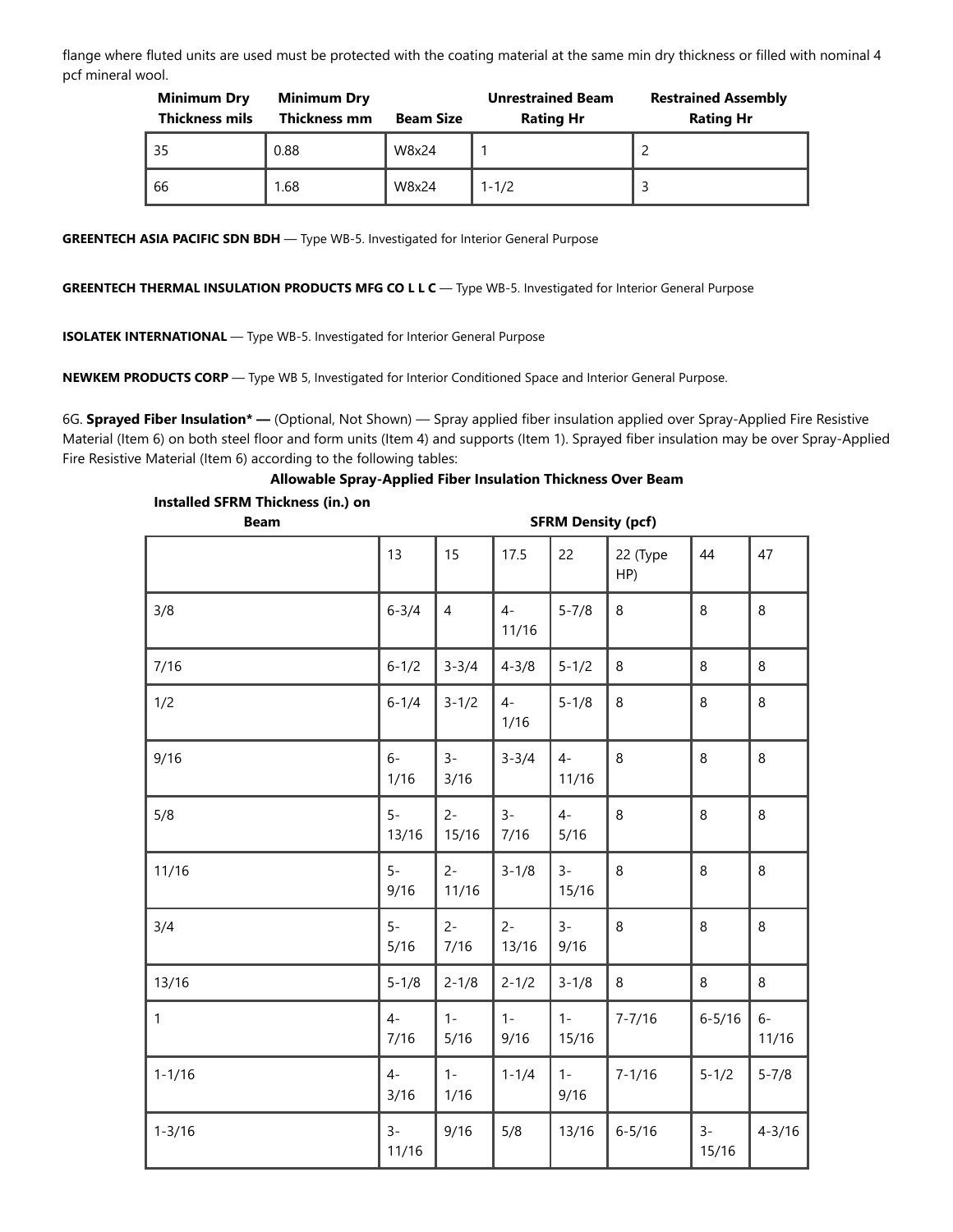flange where fluted units are used must be protected with the coating material at the same min dry thickness or filled with nominal 4 pcf mineral wool.

| Minimum Dry Thickness mils | Minimum Dry Thickness mm | Beam Size | Unrestrained Beam Rating Hr | Restrained Assembly Rating Hr |
|---|---|---|---|---|
| 35 | 0.88 | W8x24 | 1 | 2 |
| 66 | 1.68 | W8x24 | 1-1/2 | 3 |

**GREENTECH ASIA PACIFIC SDN BDH** — Type WB-5. Investigated for Interior General Purpose

**GREENTECH THERMAL INSULATION PRODUCTS MFG CO L L C** — Type WB-5. Investigated for Interior General Purpose

**ISOLATEK INTERNATIONAL** — Type WB-5. Investigated for Interior General Purpose

**NEWKEM PRODUCTS CORP** — Type WB 5, Investigated for Interior Conditioned Space and Interior General Purpose.

6G. **Sprayed Fiber Insulation* —** (Optional, Not Shown) — Spray applied fiber insulation applied over Spray-Applied Fire Resistive Material (Item 6) on both steel floor and form units (Item 4) and supports (Item 1). Sprayed fiber insulation may be over Spray-Applied Fire Resistive Material (Item 6) according to the following tables:

**Allowable Spray-Applied Fiber Insulation Thickness Over Beam**

| Installed SFRM Thickness (in.) on Beam | SFRM Density (pcf) | | | | | | |
|---|---|---|---|---|---|---|---|
| | 13 | 15 | 17.5 | 22 | 22 (Type HP) | 44 | 47 |
| 3/8 | 6-3/4 | 4 | 4-11/16 | 5-7/8 | 8 | 8 | 8 |
| 7/16 | 6-1/2 | 3-3/4 | 4-3/8 | 5-1/2 | 8 | 8 | 8 |
| 1/2 | 6-1/4 | 3-1/2 | 4-1/16 | 5-1/8 | 8 | 8 | 8 |
| 9/16 | 6-1/16 | 3-3/16 | 3-3/4 | 4-11/16 | 8 | 8 | 8 |
| 5/8 | 5-13/16 | 2-15/16 | 3-7/16 | 4-5/16 | 8 | 8 | 8 |
| 11/16 | 5-9/16 | 2-11/16 | 3-1/8 | 3-15/16 | 8 | 8 | 8 |
| 3/4 | 5-5/16 | 2-7/16 | 2-13/16 | 3-9/16 | 8 | 8 | 8 |
| 13/16 | 5-1/8 | 2-1/8 | 2-1/2 | 3-1/8 | 8 | 8 | 8 |
| 1 | 4-7/16 | 1-5/16 | 1-9/16 | 1-15/16 | 7-7/16 | 6-5/16 | 6-11/16 |
| 1-1/16 | 4-3/16 | 1-1/16 | 1-1/4 | 1-9/16 | 7-1/16 | 5-1/2 | 5-7/8 |
| 1-3/16 | 3-11/16 | 9/16 | 5/8 | 13/16 | 6-5/16 | 3-15/16 | 4-3/16 |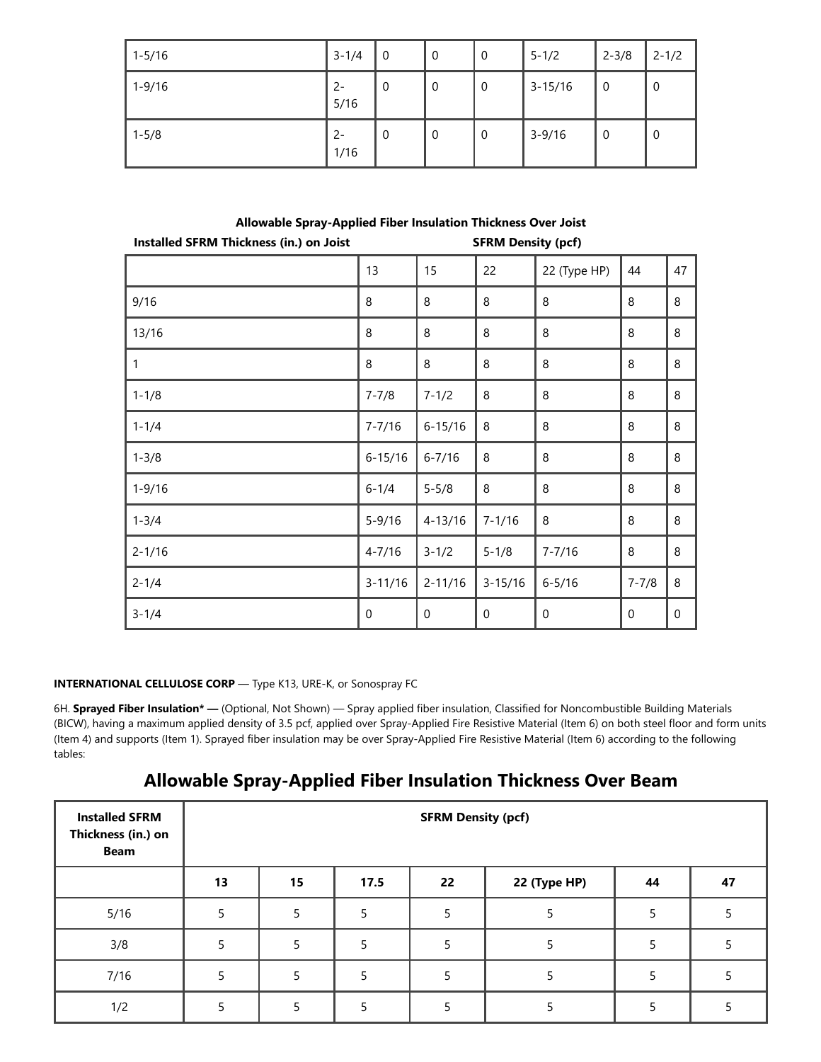| 1-5/16 | 3-1/4 | 0 | 0 | 0 | 5-1/2 | 2-3/8 | 2-1/2 |
|---|---|---|---|---|---|---|---|
| 1-9/16 | 2-5/16 | 0 | 0 | 0 | 3-15/16 | 0 | 0 |
| 1-5/8 | 2-1/16 | 0 | 0 | 0 | 3-9/16 | 0 | 0 |

**Allowable Spray-Applied Fiber Insulation Thickness Over Joist**

| Installed SFRM Thickness (in.) on Joist | SFRM Density (pcf) | | | | | |
|---|---|---|---|---|---|---|
| | 13 | 15 | 22 | 22 (Type HP) | 44 | 47 |
| 9/16 | 8 | 8 | 8 | 8 | 8 | 8 |
| 13/16 | 8 | 8 | 8 | 8 | 8 | 8 |
| 1 | 8 | 8 | 8 | 8 | 8 | 8 |
| 1-1/8 | 7-7/8 | 7-1/2 | 8 | 8 | 8 | 8 |
| 1-1/4 | 7-7/16 | 6-15/16 | 8 | 8 | 8 | 8 |
| 1-3/8 | 6-15/16 | 6-7/16 | 8 | 8 | 8 | 8 |
| 1-9/16 | 6-1/4 | 5-5/8 | 8 | 8 | 8 | 8 |
| 1-3/4 | 5-9/16 | 4-13/16 | 7-1/16 | 8 | 8 | 8 |
| 2-1/16 | 4-7/16 | 3-1/2 | 5-1/8 | 7-7/16 | 8 | 8 |
| 2-1/4 | 3-11/16 | 2-11/16 | 3-15/16 | 6-5/16 | 7-7/8 | 8 |
| 3-1/4 | 0 | 0 | 0 | 0 | 0 | 0 |

**INTERNATIONAL CELLULOSE CORP** — Type K13, URE-K, or Sonospray FC

6H. **Sprayed Fiber Insulation* —** (Optional, Not Shown) — Spray applied fiber insulation, Classified for Noncombustible Building Materials (BICW), having a maximum applied density of 3.5 pcf, applied over Spray-Applied Fire Resistive Material (Item 6) on both steel floor and form units (Item 4) and supports (Item 1). Sprayed fiber insulation may be over Spray-Applied Fire Resistive Material (Item 6) according to the following tables:

## Allowable Spray-Applied Fiber Insulation Thickness Over Beam

| Installed SFRM Thickness (in.) on Beam | SFRM Density (pcf) | | | | | | |
|---|---|---|---|---|---|---|---|
| | 13 | 15 | 17.5 | 22 | 22 (Type HP) | 44 | 47 |
| 5/16 | 5 | 5 | 5 | 5 | 5 | 5 | 5 |
| 3/8 | 5 | 5 | 5 | 5 | 5 | 5 | 5 |
| 7/16 | 5 | 5 | 5 | 5 | 5 | 5 | 5 |
| 1/2 | 5 | 5 | 5 | 5 | 5 | 5 | 5 |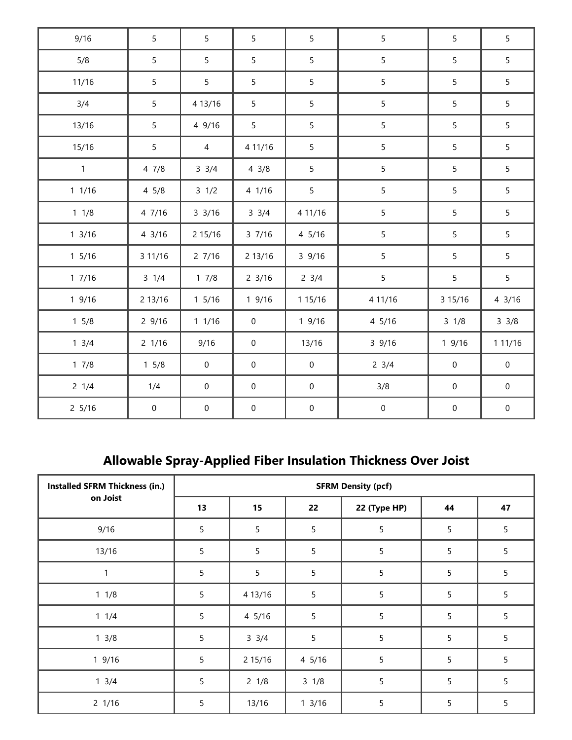| | | | | | | | |
|---|---|---|---|---|---|---|---|
| 9/16 | 5 | 5 | 5 | 5 | 5 | 5 | 5 |
| 5/8 | 5 | 5 | 5 | 5 | 5 | 5 | 5 |
| 11/16 | 5 | 5 | 5 | 5 | 5 | 5 | 5 |
| 3/4 | 5 | 4 13/16 | 5 | 5 | 5 | 5 | 5 |
| 13/16 | 5 | 4 9/16 | 5 | 5 | 5 | 5 | 5 |
| 15/16 | 5 | 4 | 4 11/16 | 5 | 5 | 5 | 5 |
| 1 | 4 7/8 | 3 3/4 | 4 3/8 | 5 | 5 | 5 | 5 |
| 1 1/16 | 4 5/8 | 3 1/2 | 4 1/16 | 5 | 5 | 5 | 5 |
| 1 1/8 | 4 7/16 | 3 3/16 | 3 3/4 | 4 11/16 | 5 | 5 | 5 |
| 1 3/16 | 4 3/16 | 2 15/16 | 3 7/16 | 4 5/16 | 5 | 5 | 5 |
| 1 5/16 | 3 11/16 | 2 7/16 | 2 13/16 | 3 9/16 | 5 | 5 | 5 |
| 1 7/16 | 3 1/4 | 1 7/8 | 2 3/16 | 2 3/4 | 5 | 5 | 5 |
| 1 9/16 | 2 13/16 | 1 5/16 | 1 9/16 | 1 15/16 | 4 11/16 | 3 15/16 | 4 3/16 |
| 1 5/8 | 2 9/16 | 1 1/16 | 0 | 1 9/16 | 4 5/16 | 3 1/8 | 3 3/8 |
| 1 3/4 | 2 1/16 | 9/16 | 0 | 13/16 | 3 9/16 | 1 9/16 | 1 11/16 |
| 1 7/8 | 1 5/8 | 0 | 0 | 0 | 2 3/4 | 0 | 0 |
| 2 1/4 | 1/4 | 0 | 0 | 0 | 3/8 | 0 | 0 |
| 2 5/16 | 0 | 0 | 0 | 0 | 0 | 0 | 0 |

## Allowable Spray-Applied Fiber Insulation Thickness Over Joist

| Installed SFRM Thickness (in.) on Joist | SFRM Density (pcf) | | | | | |
|---|---|---|---|---|---|---|
| | 13 | 15 | 22 | 22 (Type HP) | 44 | 47 |
| 9/16 | 5 | 5 | 5 | 5 | 5 | 5 |
| 13/16 | 5 | 5 | 5 | 5 | 5 | 5 |
| 1 | 5 | 5 | 5 | 5 | 5 | 5 |
| 1 1/8 | 5 | 4 13/16 | 5 | 5 | 5 | 5 |
| 1 1/4 | 5 | 4 5/16 | 5 | 5 | 5 | 5 |
| 1 3/8 | 5 | 3 3/4 | 5 | 5 | 5 | 5 |
| 1 9/16 | 5 | 2 15/16 | 4 5/16 | 5 | 5 | 5 |
| 1 3/4 | 5 | 2 1/8 | 3 1/8 | 5 | 5 | 5 |
| 2 1/16 | 5 | 13/16 | 1 3/16 | 5 | 5 | 5 |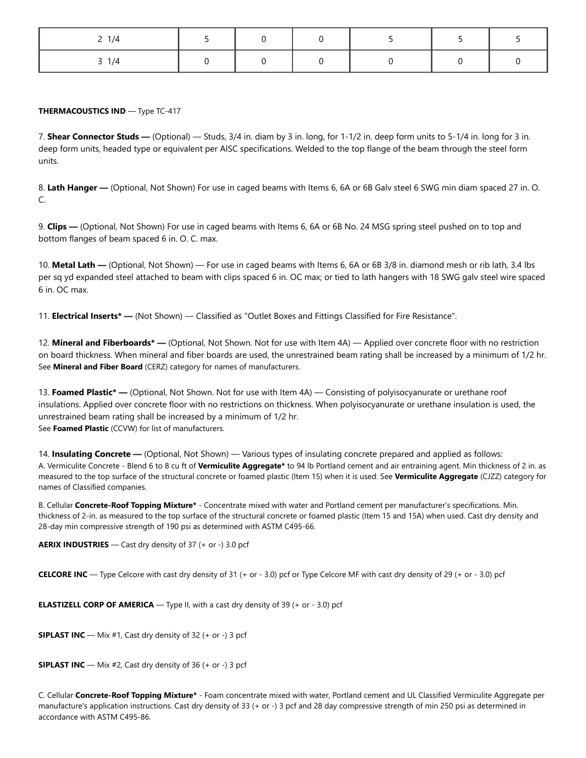| 2 1/4 | 5 | 0 | 0 | 5 | 5 | 5 |
|---|---|---|---|---|---|---|
| 3 1/4 | 0 | 0 | 0 | 0 | 0 | 0 |

**THERMACOUSTICS IND** — Type TC-417

7. **Shear Connector Studs —** (Optional) — Studs, 3/4 in. diam by 3 in. long, for 1-1/2 in. deep form units to 5-1/4 in. long for 3 in. deep form units, headed type or equivalent per AISC specifications. Welded to the top flange of the beam through the steel form units.

8. **Lath Hanger —** (Optional, Not Shown) For use in caged beams with Items 6, 6A or 6B Galv steel 6 SWG min diam spaced 27 in. O. C.

9. **Clips —** (Optional, Not Shown) For use in caged beams with Items 6, 6A or 6B No. 24 MSG spring steel pushed on to top and bottom flanges of beam spaced 6 in. O. C. max.

10. **Metal Lath —** (Optional, Not Shown) — For use in caged beams with Items 6, 6A or 6B 3/8 in. diamond mesh or rib lath, 3.4 lbs per sq yd expanded steel attached to beam with clips spaced 6 in. OC max; or tied to lath hangers with 18 SWG galv steel wire spaced 6 in. OC max.

11. **Electrical Inserts* —** (Not Shown) — Classified as "Outlet Boxes and Fittings Classified for Fire Resistance".

12. **Mineral and Fiberboards* —** (Optional, Not Shown. Not for use with Item 4A) — Applied over concrete floor with no restriction on board thickness. When mineral and fiber boards are used, the unrestrained beam rating shall be increased by a minimum of 1/2 hr. See **Mineral and Fiber Board** (CERZ) category for names of manufacturers.

13. **Foamed Plastic* —** (Optional, Not Shown. Not for use with Item 4A) — Consisting of polyisocyanurate or urethane roof insulations. Applied over concrete floor with no restrictions on thickness. When polyisocyanurate or urethane insulation is used, the unrestrained beam rating shall be increased by a minimum of 1/2 hr.
See **Foamed Plastic** (CCVW) for list of manufacturers.

14. **Insulating Concrete —** (Optional, Not Shown) — Various types of insulating concrete prepared and applied as follows:
A. Vermiculite Concrete - Blend 6 to 8 cu ft of **Vermiculite Aggregate*** to 94 lb Portland cement and air entraining agent. Min thickness of 2 in. as measured to the top surface of the structural concrete or foamed plastic (Item 15) when it is used. See **Vermiculite Aggregate** (CJZZ) category for names of Classified companies.

B. Cellular **Concrete-Roof Topping Mixture*** - Concentrate mixed with water and Portland cement per manufacturer's specifications. Min. thickness of 2-in. as measured to the top surface of the structural concrete or foamed plastic (Item 15 and 15A) when used. Cast dry density and 28-day min compressive strength of 190 psi as determined with ASTM C495-66.

**AERIX INDUSTRIES** — Cast dry density of 37 (+ or -) 3.0 pcf

**CELCORE INC** — Type Celcore with cast dry density of 31 (+ or - 3.0) pcf or Type Celcore MF with cast dry density of 29 (+ or - 3.0) pcf

**ELASTIZELL CORP OF AMERICA** — Type II, with a cast dry density of 39 (+ or - 3.0) pcf

**SIPLAST INC** — Mix #1, Cast dry density of 32 (+ or -) 3 pcf

**SIPLAST INC** — Mix #2, Cast dry density of 36 (+ or -) 3 pcf

C. Cellular **Concrete-Roof Topping Mixture*** - Foam concentrate mixed with water, Portland cement and UL Classified Vermiculite Aggregate per manufacture's application instructions. Cast dry density of 33 (+ or -) 3 pcf and 28 day compressive strength of min 250 psi as determined in accordance with ASTM C495-86.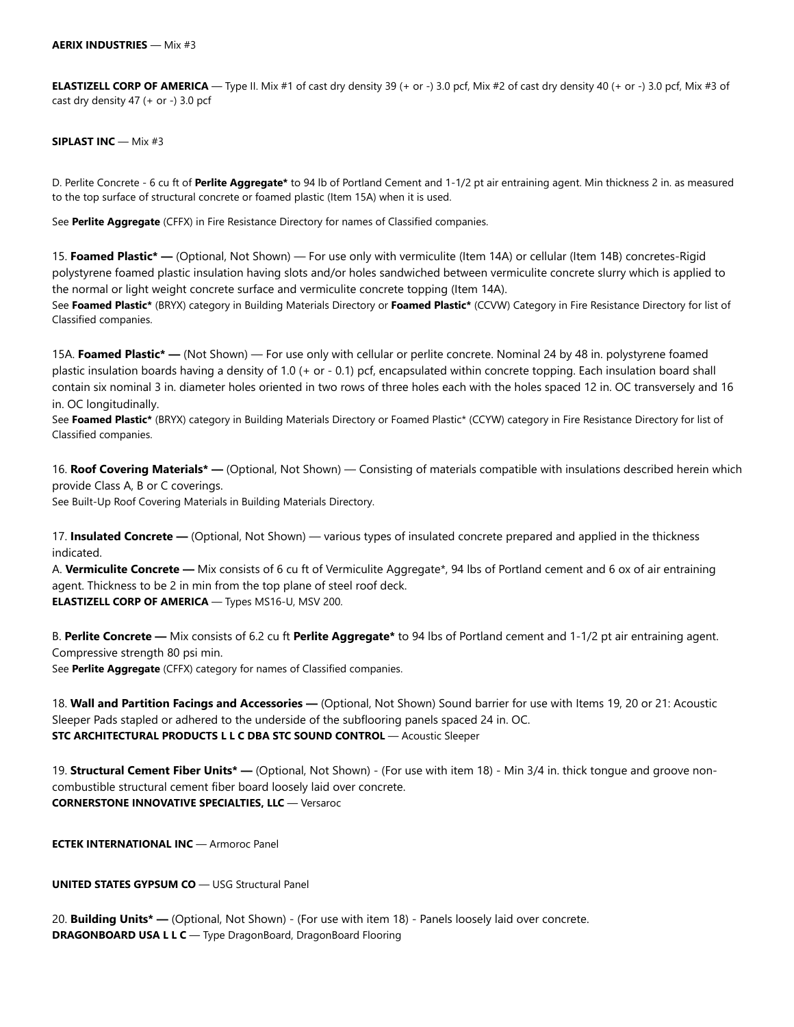**AERIX INDUSTRIES** — Mix #3

**ELASTIZELL CORP OF AMERICA** — Type II. Mix #1 of cast dry density 39 (+ or -) 3.0 pcf, Mix #2 of cast dry density 40 (+ or -) 3.0 pcf, Mix #3 of cast dry density 47 (+ or -) 3.0 pcf

**SIPLAST INC** — Mix #3

D. Perlite Concrete - 6 cu ft of **Perlite Aggregate*** to 94 lb of Portland Cement and 1-1/2 pt air entraining agent. Min thickness 2 in. as measured to the top surface of structural concrete or foamed plastic (Item 15A) when it is used.

See **Perlite Aggregate** (CFFX) in Fire Resistance Directory for names of Classified companies.

15. **Foamed Plastic* —** (Optional, Not Shown) — For use only with vermiculite (Item 14A) or cellular (Item 14B) concretes-Rigid polystyrene foamed plastic insulation having slots and/or holes sandwiched between vermiculite concrete slurry which is applied to the normal or light weight concrete surface and vermiculite concrete topping (Item 14A).
See **Foamed Plastic*** (BRYX) category in Building Materials Directory or **Foamed Plastic*** (CCVW) Category in Fire Resistance Directory for list of Classified companies.

15A. **Foamed Plastic* —** (Not Shown) — For use only with cellular or perlite concrete. Nominal 24 by 48 in. polystyrene foamed plastic insulation boards having a density of 1.0 (+ or - 0.1) pcf, encapsulated within concrete topping. Each insulation board shall contain six nominal 3 in. diameter holes oriented in two rows of three holes each with the holes spaced 12 in. OC transversely and 16 in. OC longitudinally.
See **Foamed Plastic*** (BRYX) category in Building Materials Directory or Foamed Plastic* (CCYW) category in Fire Resistance Directory for list of Classified companies.

16. **Roof Covering Materials* —** (Optional, Not Shown) — Consisting of materials compatible with insulations described herein which provide Class A, B or C coverings.
See Built-Up Roof Covering Materials in Building Materials Directory.

17. **Insulated Concrete —** (Optional, Not Shown) — various types of insulated concrete prepared and applied in the thickness indicated.
A. **Vermiculite Concrete —** Mix consists of 6 cu ft of Vermiculite Aggregate*, 94 lbs of Portland cement and 6 ox of air entraining agent. Thickness to be 2 in min from the top plane of steel roof deck.
**ELASTIZELL CORP OF AMERICA** — Types MS16-U, MSV 200.

B. **Perlite Concrete —** Mix consists of 6.2 cu ft **Perlite Aggregate*** to 94 lbs of Portland cement and 1-1/2 pt air entraining agent. Compressive strength 80 psi min.
See **Perlite Aggregate** (CFFX) category for names of Classified companies.

18. **Wall and Partition Facings and Accessories —** (Optional, Not Shown) Sound barrier for use with Items 19, 20 or 21: Acoustic Sleeper Pads stapled or adhered to the underside of the subflooring panels spaced 24 in. OC.
**STC ARCHITECTURAL PRODUCTS L L C DBA STC SOUND CONTROL** — Acoustic Sleeper

19. **Structural Cement Fiber Units* —** (Optional, Not Shown) - (For use with item 18) - Min 3/4 in. thick tongue and groove non-combustible structural cement fiber board loosely laid over concrete.
**CORNERSTONE INNOVATIVE SPECIALTIES, LLC** — Versaroc

**ECTEK INTERNATIONAL INC** — Armoroc Panel

**UNITED STATES GYPSUM CO** — USG Structural Panel

20. **Building Units* —** (Optional, Not Shown) - (For use with item 18) - Panels loosely laid over concrete.
**DRAGONBOARD USA L L C** — Type DragonBoard, DragonBoard Flooring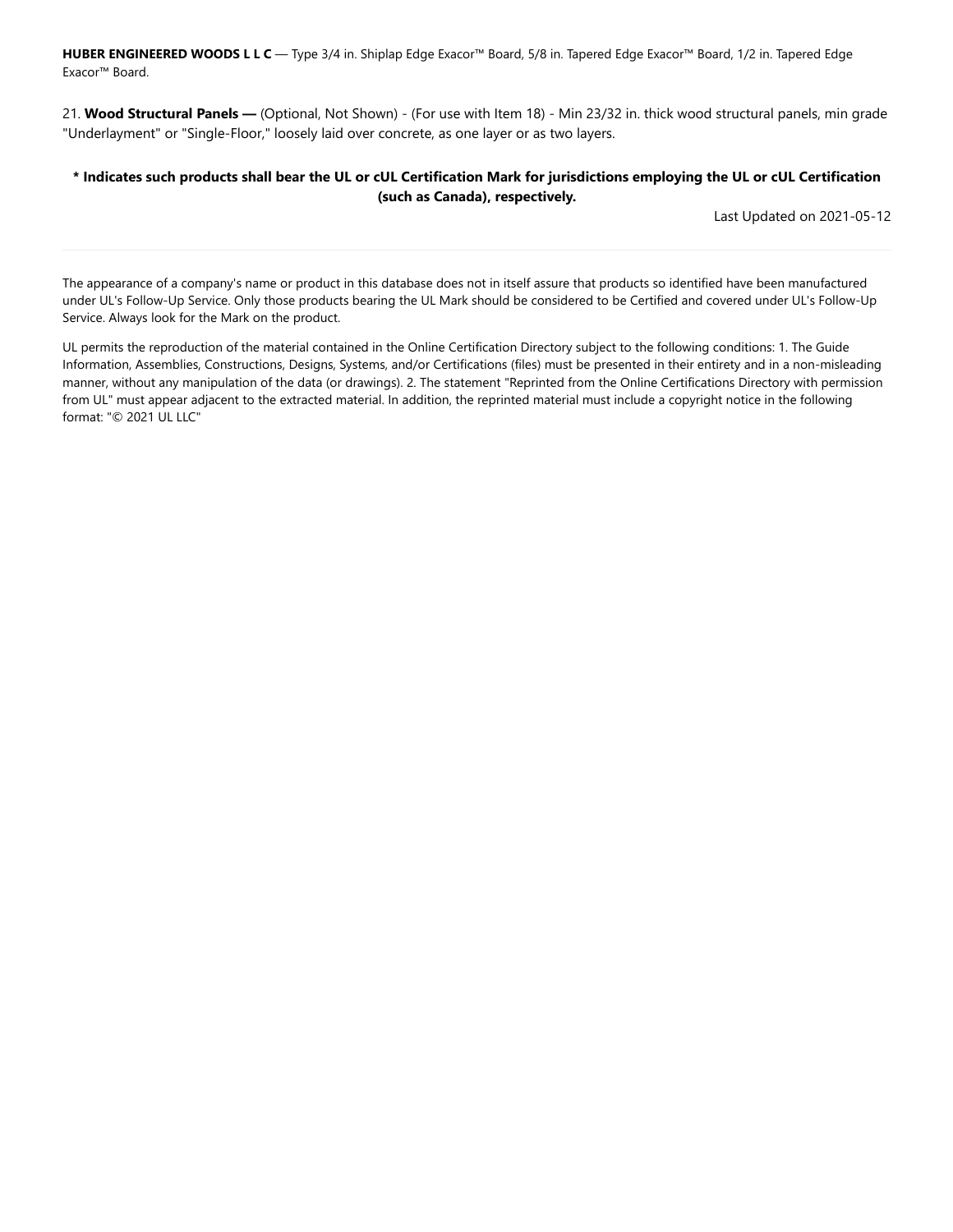**HUBER ENGINEERED WOODS L L C** — Type 3/4 in. Shiplap Edge Exacor™ Board, 5/8 in. Tapered Edge Exacor™ Board, 1/2 in. Tapered Edge Exacor™ Board.

21. **Wood Structural Panels —** (Optional, Not Shown) - (For use with Item 18) - Min 23/32 in. thick wood structural panels, min grade "Underlayment" or "Single-Floor," loosely laid over concrete, as one layer or as two layers.

**\* Indicates such products shall bear the UL or cUL Certification Mark for jurisdictions employing the UL or cUL Certification (such as Canada), respectively.**

Last Updated on 2021-05-12

---

The appearance of a company's name or product in this database does not in itself assure that products so identified have been manufactured under UL's Follow-Up Service. Only those products bearing the UL Mark should be considered to be Certified and covered under UL's Follow-Up Service. Always look for the Mark on the product.

UL permits the reproduction of the material contained in the Online Certification Directory subject to the following conditions: 1. The Guide Information, Assemblies, Constructions, Designs, Systems, and/or Certifications (files) must be presented in their entirety and in a non-misleading manner, without any manipulation of the data (or drawings). 2. The statement "Reprinted from the Online Certifications Directory with permission from UL" must appear adjacent to the extracted material. In addition, the reprinted material must include a copyright notice in the following format: "© 2021 UL LLC"